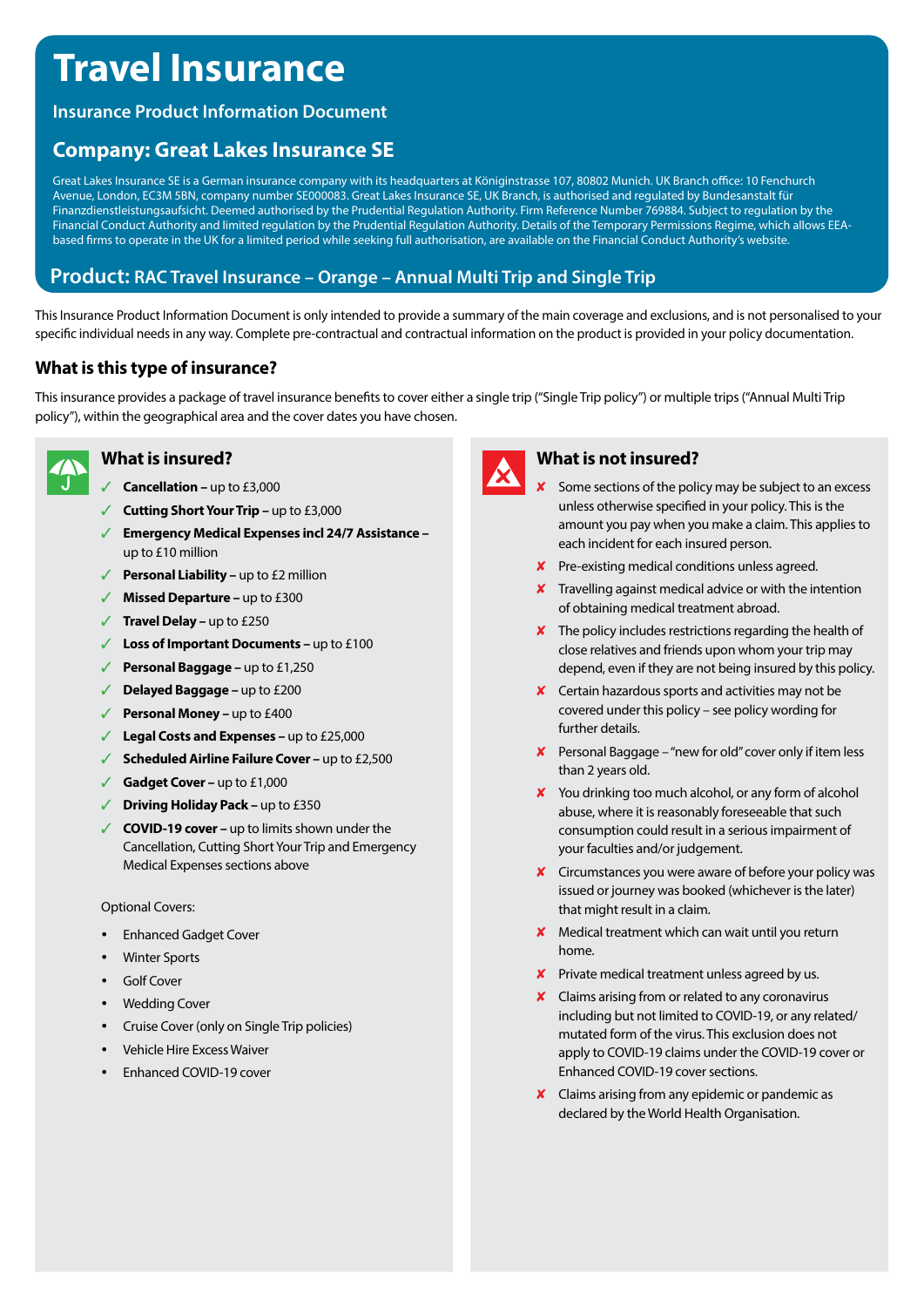# Travel Insurance

## Insurance Product Information Document

## Company: Great Lakes Insurance SE

Great Lakes Insurance SE is a German insurance company with its headquarters at Königinstrasse 107, 80802 Munich. UK Branch office: 10 Fenchurch Avenue, London, EC3M 5BN, company number SE000083. Great Lakes Insurance SE, UK Branch, is authorised and regulated by Bundesanstalt für Finanzdienstleistungsaufsicht. Deemed authorised by the Prudential Regulation Authority. Firm Reference Number 769884. Subject to regulation by the Financial Conduct Authority and limited regulation by the Prudential Regulation Authority. Details of the Temporary Permissions Regime, which allows EEA-based firms to operate in the UK for a limited period while seeking full authorisation, are available on the Financial Conduct Authority's website.

## Product: RAC Travel Insurance – Orange – Annual Multi Trip and Single Trip

This Insurance Product Information Document is only intended to provide a summary of the main coverage and exclusions, and is not personalised to your specific individual needs in any way. Complete pre-contractual and contractual information on the product is provided in your policy documentation.

### What is this type of insurance?

This insurance provides a package of travel insurance benefits to cover either a single trip ("Single Trip policy") or multiple trips ("Annual Multi Trip policy"), within the geographical area and the cover dates you have chosen.

### What is insured?

- ✓ **Cancellation** – up to £3,000
- ✓ **Cutting Short Your Trip** – up to £3,000
- ✓ **Emergency Medical Expenses incl 24/7 Assistance** – up to £10 million
- ✓ **Personal Liability** – up to £2 million
- ✓ **Missed Departure** – up to £300
- ✓ **Travel Delay** – up to £250
- ✓ **Loss of Important Documents** – up to £100
- ✓ **Personal Baggage** – up to £1,250
- ✓ **Delayed Baggage** – up to £200
- ✓ **Personal Money** – up to £400
- ✓ **Legal Costs and Expenses** – up to £25,000
- ✓ **Scheduled Airline Failure Cover** – up to £2,500
- ✓ **Gadget Cover** – up to £1,000
- ✓ **Driving Holiday Pack** – up to £350
- ✓ **COVID-19 cover** – up to limits shown under the Cancellation, Cutting Short Your Trip and Emergency Medical Expenses sections above

Optional Covers:

- Enhanced Gadget Cover
- Winter Sports
- Golf Cover
- Wedding Cover
- Cruise Cover (only on Single Trip policies)
- Vehicle Hire Excess Waiver
- Enhanced COVID-19 cover

### What is not insured?

- ✘ Some sections of the policy may be subject to an excess unless otherwise specified in your policy. This is the amount you pay when you make a claim. This applies to each incident for each insured person.
- ✘ Pre-existing medical conditions unless agreed.
- ✘ Travelling against medical advice or with the intention of obtaining medical treatment abroad.
- ✘ The policy includes restrictions regarding the health of close relatives and friends upon whom your trip may depend, even if they are not being insured by this policy.
- ✘ Certain hazardous sports and activities may not be covered under this policy – see policy wording for further details.
- ✘ Personal Baggage – "new for old" cover only if item less than 2 years old.
- ✘ You drinking too much alcohol, or any form of alcohol abuse, where it is reasonably foreseeable that such consumption could result in a serious impairment of your faculties and/or judgement.
- ✘ Circumstances you were aware of before your policy was issued or journey was booked (whichever is the later) that might result in a claim.
- ✘ Medical treatment which can wait until you return home.
- ✘ Private medical treatment unless agreed by us.
- ✘ Claims arising from or related to any coronavirus including but not limited to COVID-19, or any related/mutated form of the virus. This exclusion does not apply to COVID-19 claims under the COVID-19 cover or Enhanced COVID-19 cover sections.
- ✘ Claims arising from any epidemic or pandemic as declared by the World Health Organisation.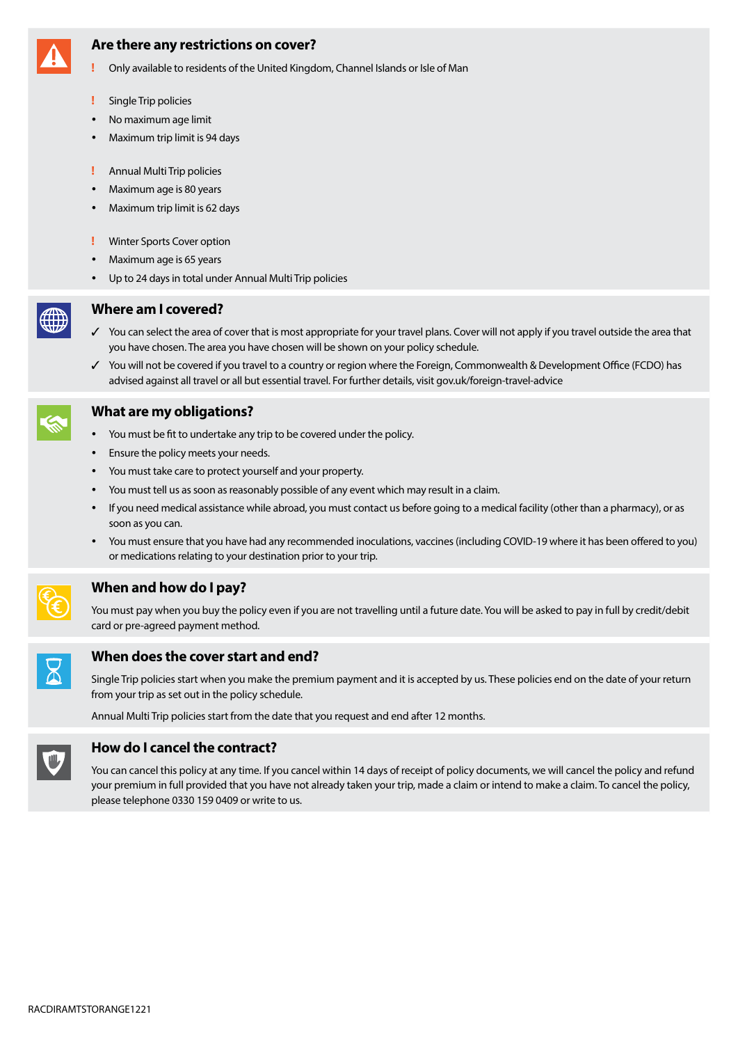## Are there any restrictions on cover?

! Only available to residents of the United Kingdom, Channel Islands or Isle of Man

! Single Trip policies

- No maximum age limit
- Maximum trip limit is 94 days

! Annual Multi Trip policies

- Maximum age is 80 years
- Maximum trip limit is 62 days

! Winter Sports Cover option

- Maximum age is 65 years
- Up to 24 days in total under Annual Multi Trip policies

## Where am I covered?

✓ You can select the area of cover that is most appropriate for your travel plans. Cover will not apply if you travel outside the area that you have chosen. The area you have chosen will be shown on your policy schedule.

✓ You will not be covered if you travel to a country or region where the Foreign, Commonwealth & Development Office (FCDO) has advised against all travel or all but essential travel. For further details, visit gov.uk/foreign-travel-advice

## What are my obligations?

- You must be fit to undertake any trip to be covered under the policy.
- Ensure the policy meets your needs.
- You must take care to protect yourself and your property.
- You must tell us as soon as reasonably possible of any event which may result in a claim.
- If you need medical assistance while abroad, you must contact us before going to a medical facility (other than a pharmacy), or as soon as you can.
- You must ensure that you have had any recommended inoculations, vaccines (including COVID-19 where it has been offered to you) or medications relating to your destination prior to your trip.

## When and how do I pay?

You must pay when you buy the policy even if you are not travelling until a future date. You will be asked to pay in full by credit/debit card or pre-agreed payment method.

## When does the cover start and end?

Single Trip policies start when you make the premium payment and it is accepted by us. These policies end on the date of your return from your trip as set out in the policy schedule.

Annual Multi Trip policies start from the date that you request and end after 12 months.

## How do I cancel the contract?

You can cancel this policy at any time. If you cancel within 14 days of receipt of policy documents, we will cancel the policy and refund your premium in full provided that you have not already taken your trip, made a claim or intend to make a claim. To cancel the policy, please telephone 0330 159 0409 or write to us.

RACDIRAMTSTORANGE1221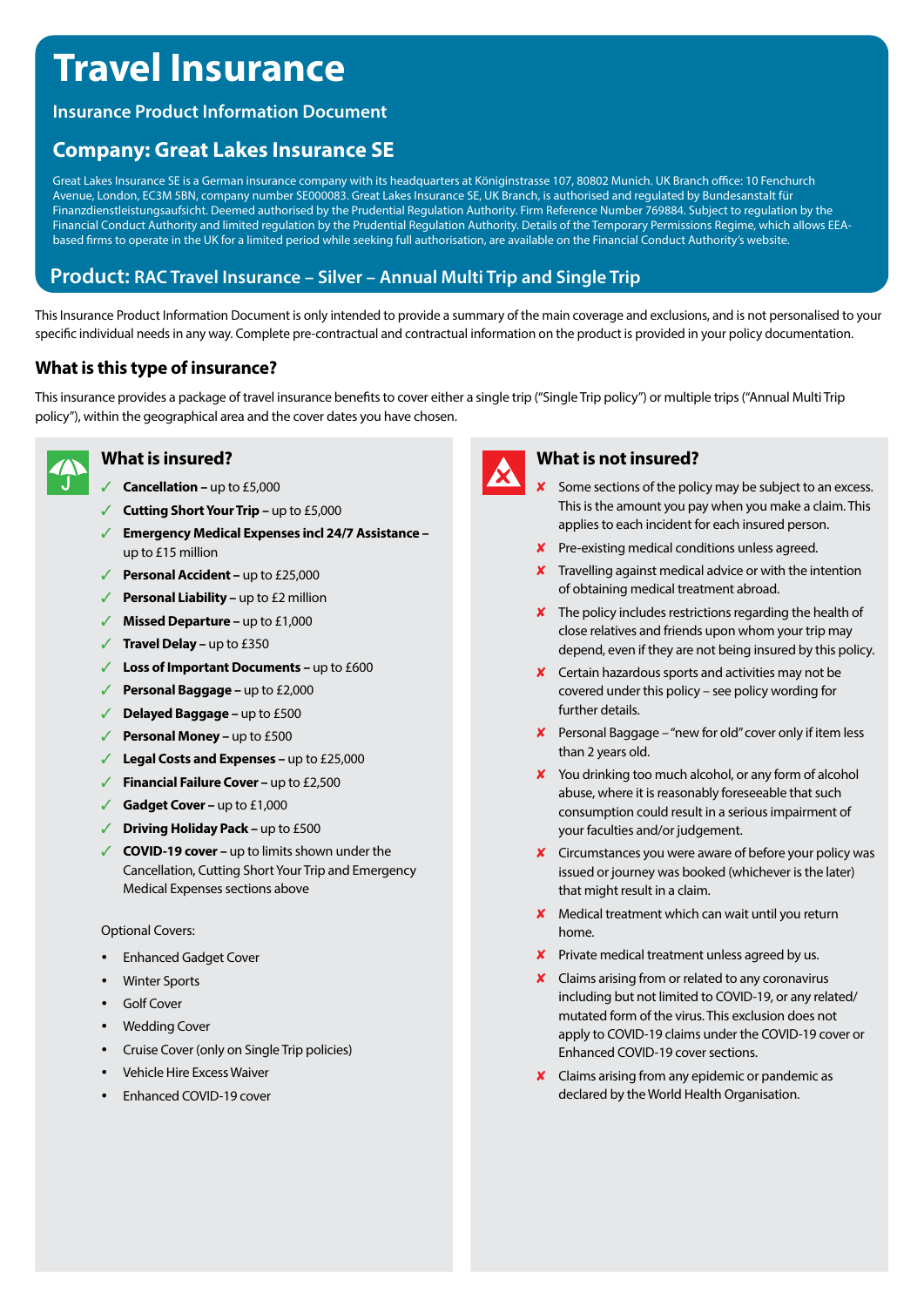# Travel Insurance

## Insurance Product Information Document

## Company: Great Lakes Insurance SE

Great Lakes Insurance SE is a German insurance company with its headquarters at Königinstrasse 107, 80802 Munich. UK Branch office: 10 Fenchurch Avenue, London, EC3M 5BN, company number SE000083. Great Lakes Insurance SE, UK Branch, is authorised and regulated by Bundesanstalt für Finanzdienstleistungsaufsicht. Deemed authorised by the Prudential Regulation Authority. Firm Reference Number 769884. Subject to regulation by the Financial Conduct Authority and limited regulation by the Prudential Regulation Authority. Details of the Temporary Permissions Regime, which allows EEA-based firms to operate in the UK for a limited period while seeking full authorisation, are available on the Financial Conduct Authority's website.

## Product: RAC Travel Insurance – Silver – Annual Multi Trip and Single Trip

This Insurance Product Information Document is only intended to provide a summary of the main coverage and exclusions, and is not personalised to your specific individual needs in any way. Complete pre-contractual and contractual information on the product is provided in your policy documentation.

### What is this type of insurance?

This insurance provides a package of travel insurance benefits to cover either a single trip ("Single Trip policy") or multiple trips ("Annual Multi Trip policy"), within the geographical area and the cover dates you have chosen.

### What is insured?

- ✓ **Cancellation** – up to £5,000
- ✓ **Cutting Short Your Trip** – up to £5,000
- ✓ **Emergency Medical Expenses incl 24/7 Assistance** – up to £15 million
- ✓ **Personal Accident** – up to £25,000
- ✓ **Personal Liability** – up to £2 million
- ✓ **Missed Departure** – up to £1,000
- ✓ **Travel Delay** – up to £350
- ✓ **Loss of Important Documents** – up to £600
- ✓ **Personal Baggage** – up to £2,000
- ✓ **Delayed Baggage** – up to £500
- ✓ **Personal Money** – up to £500
- ✓ **Legal Costs and Expenses** – up to £25,000
- ✓ **Financial Failure Cover** – up to £2,500
- ✓ **Gadget Cover** – up to £1,000
- ✓ **Driving Holiday Pack** – up to £500
- ✓ **COVID-19 cover** – up to limits shown under the Cancellation, Cutting Short Your Trip and Emergency Medical Expenses sections above

Optional Covers:

- Enhanced Gadget Cover
- Winter Sports
- Golf Cover
- Wedding Cover
- Cruise Cover (only on Single Trip policies)
- Vehicle Hire Excess Waiver
- Enhanced COVID-19 cover

### What is not insured?

- ✘ Some sections of the policy may be subject to an excess. This is the amount you pay when you make a claim. This applies to each incident for each insured person.
- ✘ Pre-existing medical conditions unless agreed.
- ✘ Travelling against medical advice or with the intention of obtaining medical treatment abroad.
- ✘ The policy includes restrictions regarding the health of close relatives and friends upon whom your trip may depend, even if they are not being insured by this policy.
- ✘ Certain hazardous sports and activities may not be covered under this policy – see policy wording for further details.
- ✘ Personal Baggage – "new for old" cover only if item less than 2 years old.
- ✘ You drinking too much alcohol, or any form of alcohol abuse, where it is reasonably foreseeable that such consumption could result in a serious impairment of your faculties and/or judgement.
- ✘ Circumstances you were aware of before your policy was issued or journey was booked (whichever is the later) that might result in a claim.
- ✘ Medical treatment which can wait until you return home.
- ✘ Private medical treatment unless agreed by us.
- ✘ Claims arising from or related to any coronavirus including but not limited to COVID-19, or any related/mutated form of the virus. This exclusion does not apply to COVID-19 claims under the COVID-19 cover or Enhanced COVID-19 cover sections.
- ✘ Claims arising from any epidemic or pandemic as declared by the World Health Organisation.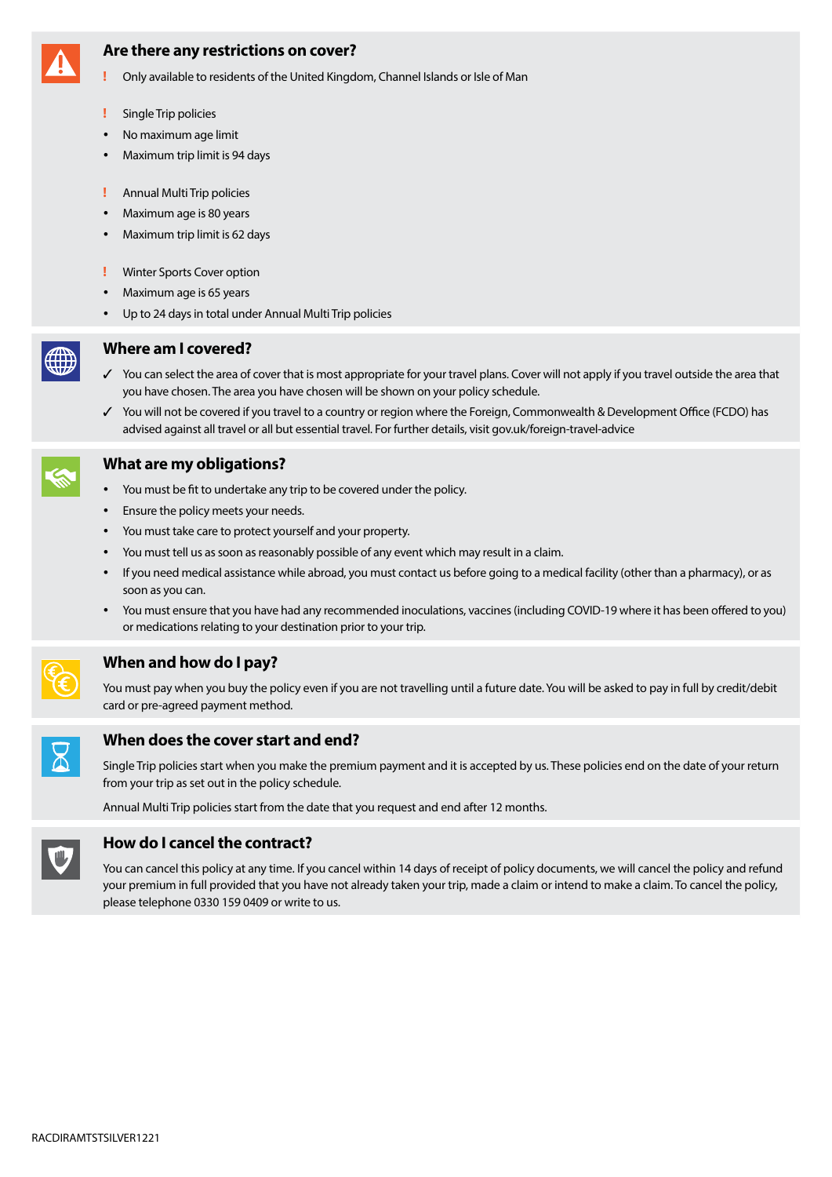## Are there any restrictions on cover?

- ! Only available to residents of the United Kingdom, Channel Islands or Isle of Man

! Single Trip policies

- No maximum age limit
- Maximum trip limit is 94 days

! Annual Multi Trip policies

- Maximum age is 80 years
- Maximum trip limit is 62 days

! Winter Sports Cover option

- Maximum age is 65 years
- Up to 24 days in total under Annual Multi Trip policies

## Where am I covered?

- ✓ You can select the area of cover that is most appropriate for your travel plans. Cover will not apply if you travel outside the area that you have chosen. The area you have chosen will be shown on your policy schedule.
- ✓ You will not be covered if you travel to a country or region where the Foreign, Commonwealth & Development Office (FCDO) has advised against all travel or all but essential travel. For further details, visit gov.uk/foreign-travel-advice

## What are my obligations?

- You must be fit to undertake any trip to be covered under the policy.
- Ensure the policy meets your needs.
- You must take care to protect yourself and your property.
- You must tell us as soon as reasonably possible of any event which may result in a claim.
- If you need medical assistance while abroad, you must contact us before going to a medical facility (other than a pharmacy), or as soon as you can.
- You must ensure that you have had any recommended inoculations, vaccines (including COVID-19 where it has been offered to you) or medications relating to your destination prior to your trip.

## When and how do I pay?

You must pay when you buy the policy even if you are not travelling until a future date. You will be asked to pay in full by credit/debit card or pre-agreed payment method.

## When does the cover start and end?

Single Trip policies start when you make the premium payment and it is accepted by us. These policies end on the date of your return from your trip as set out in the policy schedule.

Annual Multi Trip policies start from the date that you request and end after 12 months.

## How do I cancel the contract?

You can cancel this policy at any time. If you cancel within 14 days of receipt of policy documents, we will cancel the policy and refund your premium in full provided that you have not already taken your trip, made a claim or intend to make a claim. To cancel the policy, please telephone 0330 159 0409 or write to us.

RACDIRAMTSTSILVER1221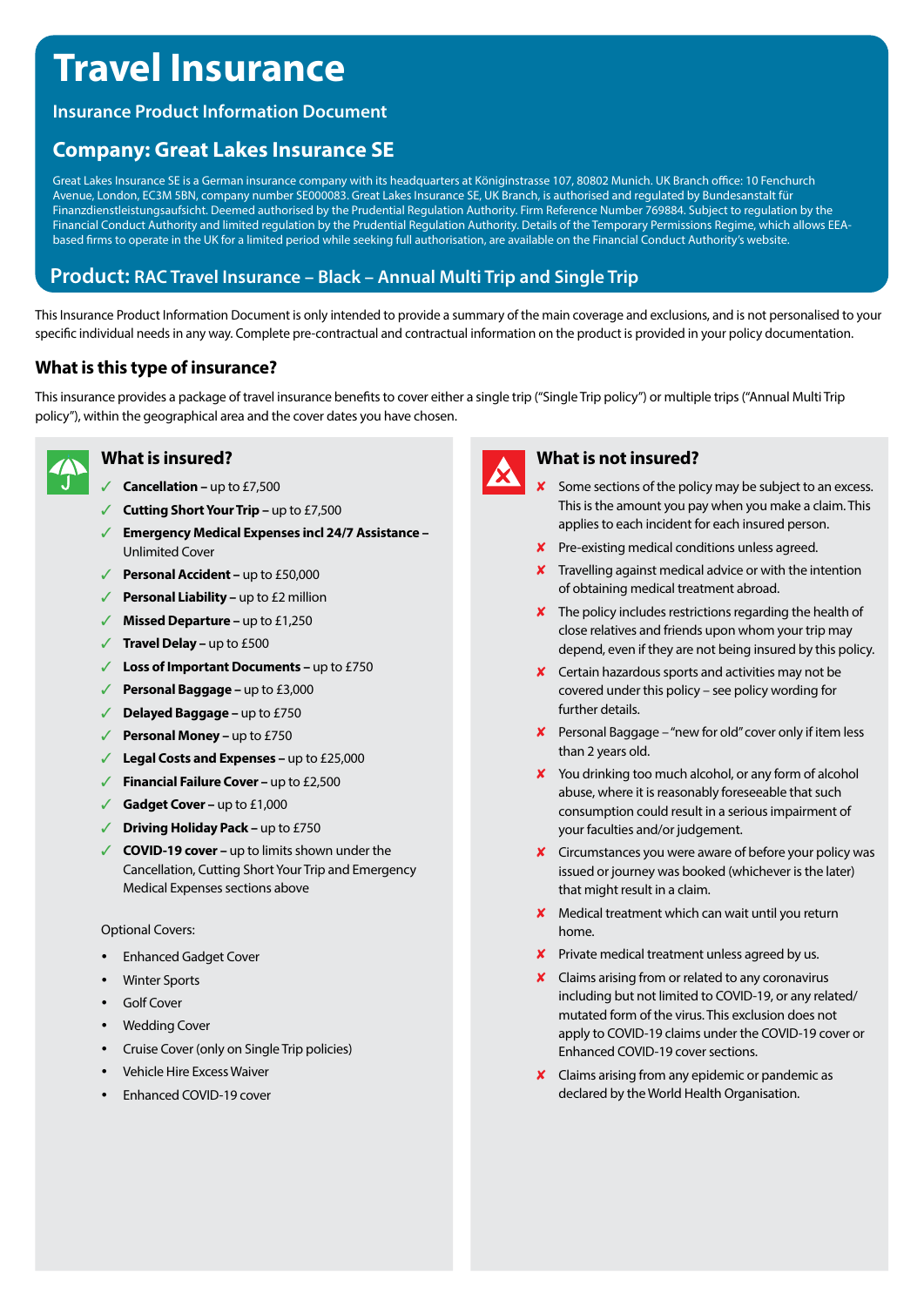# Travel Insurance

## Insurance Product Information Document

## Company: Great Lakes Insurance SE

Great Lakes Insurance SE is a German insurance company with its headquarters at Königinstrasse 107, 80802 Munich. UK Branch office: 10 Fenchurch Avenue, London, EC3M 5BN, company number SE000083. Great Lakes Insurance SE, UK Branch, is authorised and regulated by Bundesanstalt für Finanzdienstleistungsaufsicht. Deemed authorised by the Prudential Regulation Authority. Firm Reference Number 769884. Subject to regulation by the Financial Conduct Authority and limited regulation by the Prudential Regulation Authority. Details of the Temporary Permissions Regime, which allows EEA-based firms to operate in the UK for a limited period while seeking full authorisation, are available on the Financial Conduct Authority's website.

## Product: RAC Travel Insurance – Black – Annual Multi Trip and Single Trip

This Insurance Product Information Document is only intended to provide a summary of the main coverage and exclusions, and is not personalised to your specific individual needs in any way. Complete pre-contractual and contractual information on the product is provided in your policy documentation.

### What is this type of insurance?

This insurance provides a package of travel insurance benefits to cover either a single trip ("Single Trip policy") or multiple trips ("Annual Multi Trip policy"), within the geographical area and the cover dates you have chosen.

### What is insured?

- ✓ **Cancellation** – up to £7,500
- ✓ **Cutting Short Your Trip** – up to £7,500
- ✓ **Emergency Medical Expenses incl 24/7 Assistance** – Unlimited Cover
- ✓ **Personal Accident** – up to £50,000
- ✓ **Personal Liability** – up to £2 million
- ✓ **Missed Departure** – up to £1,250
- ✓ **Travel Delay** – up to £500
- ✓ **Loss of Important Documents** – up to £750
- ✓ **Personal Baggage** – up to £3,000
- ✓ **Delayed Baggage** – up to £750
- ✓ **Personal Money** – up to £750
- ✓ **Legal Costs and Expenses** – up to £25,000
- ✓ **Financial Failure Cover** – up to £2,500
- ✓ **Gadget Cover** – up to £1,000
- ✓ **Driving Holiday Pack** – up to £750
- ✓ **COVID-19 cover** – up to limits shown under the Cancellation, Cutting Short Your Trip and Emergency Medical Expenses sections above

Optional Covers:

- Enhanced Gadget Cover
- Winter Sports
- Golf Cover
- Wedding Cover
- Cruise Cover (only on Single Trip policies)
- Vehicle Hire Excess Waiver
- Enhanced COVID-19 cover

### What is not insured?

- ✘ Some sections of the policy may be subject to an excess. This is the amount you pay when you make a claim. This applies to each incident for each insured person.
- ✘ Pre-existing medical conditions unless agreed.
- ✘ Travelling against medical advice or with the intention of obtaining medical treatment abroad.
- ✘ The policy includes restrictions regarding the health of close relatives and friends upon whom your trip may depend, even if they are not being insured by this policy.
- ✘ Certain hazardous sports and activities may not be covered under this policy – see policy wording for further details.
- ✘ Personal Baggage – "new for old" cover only if item less than 2 years old.
- ✘ You drinking too much alcohol, or any form of alcohol abuse, where it is reasonably foreseeable that such consumption could result in a serious impairment of your faculties and/or judgement.
- ✘ Circumstances you were aware of before your policy was issued or journey was booked (whichever is the later) that might result in a claim.
- ✘ Medical treatment which can wait until you return home.
- ✘ Private medical treatment unless agreed by us.
- ✘ Claims arising from or related to any coronavirus including but not limited to COVID-19, or any related/mutated form of the virus. This exclusion does not apply to COVID-19 claims under the COVID-19 cover or Enhanced COVID-19 cover sections.
- ✘ Claims arising from any epidemic or pandemic as declared by the World Health Organisation.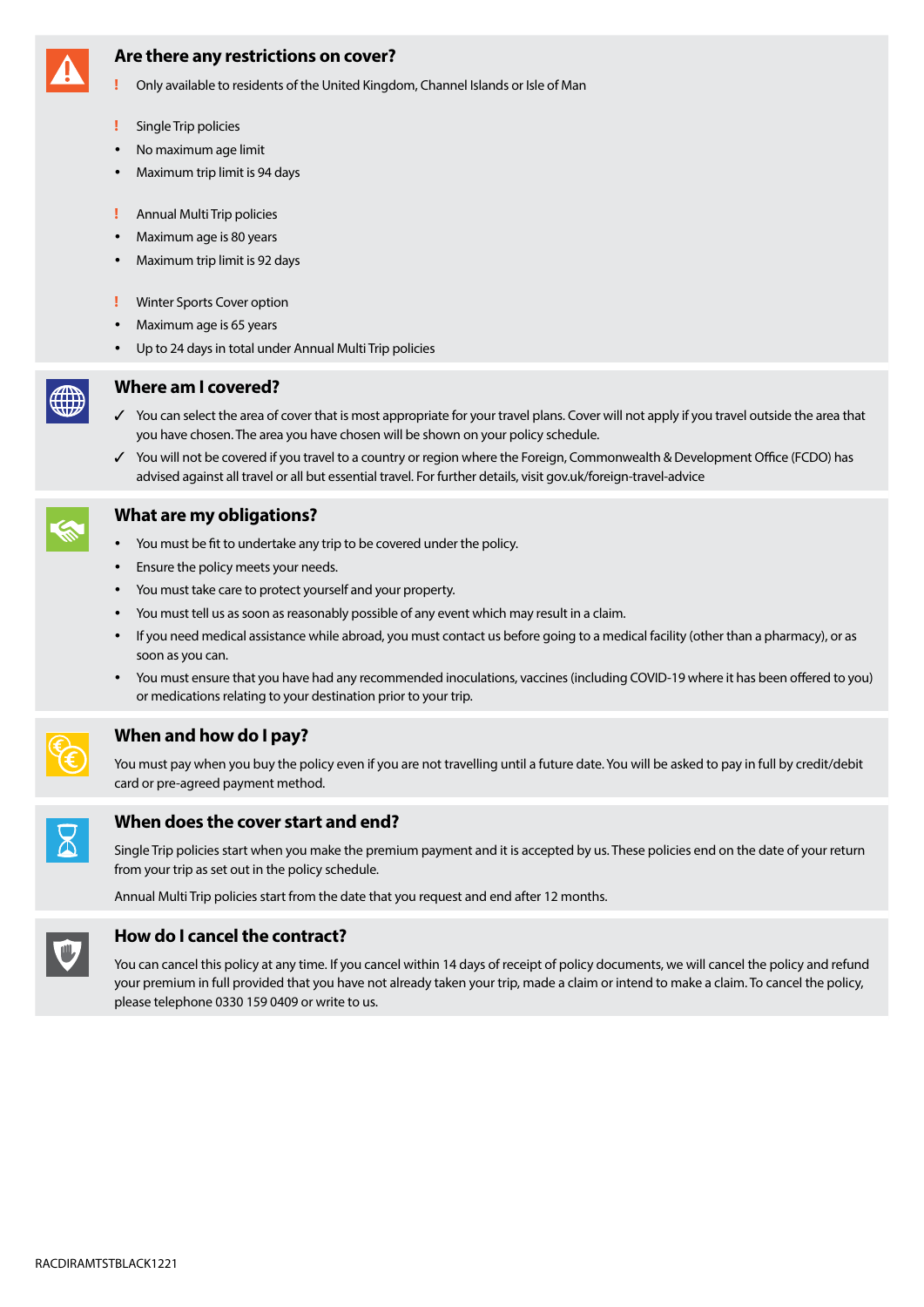## Are there any restrictions on cover?

! Only available to residents of the United Kingdom, Channel Islands or Isle of Man

! Single Trip policies

- No maximum age limit
- Maximum trip limit is 94 days

! Annual Multi Trip policies

- Maximum age is 80 years
- Maximum trip limit is 92 days

! Winter Sports Cover option

- Maximum age is 65 years
- Up to 24 days in total under Annual Multi Trip policies

## Where am I covered?

✓ You can select the area of cover that is most appropriate for your travel plans. Cover will not apply if you travel outside the area that you have chosen. The area you have chosen will be shown on your policy schedule.

✓ You will not be covered if you travel to a country or region where the Foreign, Commonwealth & Development Office (FCDO) has advised against all travel or all but essential travel. For further details, visit gov.uk/foreign-travel-advice

## What are my obligations?

- You must be fit to undertake any trip to be covered under the policy.
- Ensure the policy meets your needs.
- You must take care to protect yourself and your property.
- You must tell us as soon as reasonably possible of any event which may result in a claim.
- If you need medical assistance while abroad, you must contact us before going to a medical facility (other than a pharmacy), or as soon as you can.
- You must ensure that you have had any recommended inoculations, vaccines (including COVID-19 where it has been offered to you) or medications relating to your destination prior to your trip.

## When and how do I pay?

You must pay when you buy the policy even if you are not travelling until a future date. You will be asked to pay in full by credit/debit card or pre-agreed payment method.

## When does the cover start and end?

Single Trip policies start when you make the premium payment and it is accepted by us. These policies end on the date of your return from your trip as set out in the policy schedule.

Annual Multi Trip policies start from the date that you request and end after 12 months.

## How do I cancel the contract?

You can cancel this policy at any time. If you cancel within 14 days of receipt of policy documents, we will cancel the policy and refund your premium in full provided that you have not already taken your trip, made a claim or intend to make a claim. To cancel the policy, please telephone 0330 159 0409 or write to us.

RACDIRAMTSTBLACK1221